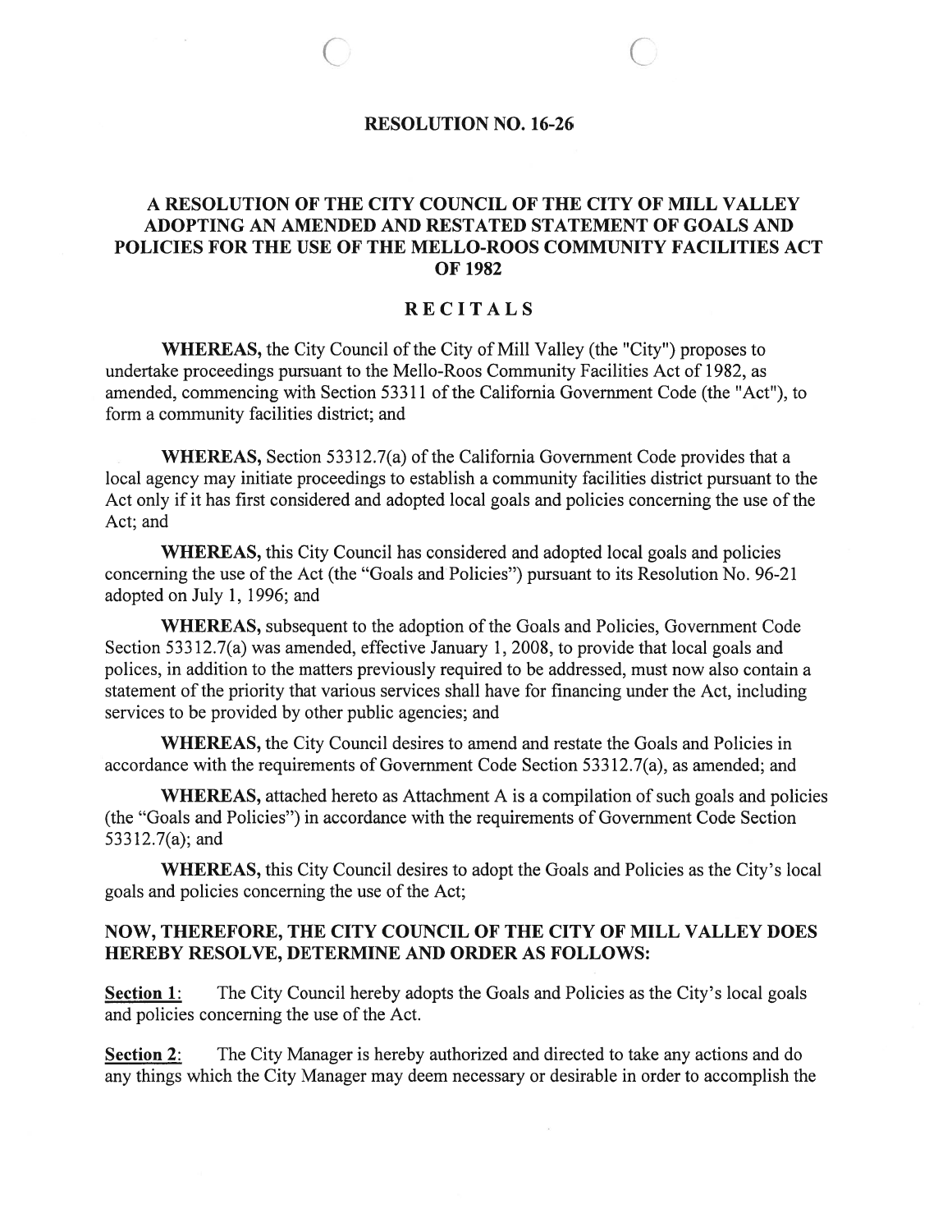# RESOLUTION NO. 16-26

## A RESOLUTION OF THE CITY COUNCIL OF THE CITY OF MILL VALLEY ADOPTING AN AMENDED AND RESTATED STATEMENT OF GOALS AND POLICIES FOR THE USE OF THE MELLO-ROOS COMMUNITY FACILITIES ACT OF 1982

## RECITALS

**WHEREAS,** the City Council of the City of Mill Valley (the "City") proposes to undertake proceedings pursuant to the Mello-Roos Community Facilities Act of 1982, as amended, commencing with Section 53311 of the California Government Code (the "Act"), to form a community facilities district; and

**WHEREAS,** Section 53312.7(a) of the California Government Code provides that a local agency may initiate proceedings to establish a community facilities district pursuant to the Act only if it has first considered and adopted local goals and policies concerning the use of the Act; and

**WHEREAS,** this City Council has considered and adopted local goals and policies concerning the use of the Act (the "Goals and Policies") pursuant to its Resolution No. 96-21 adopted on July 1, 1996; and

**WHEREAS,** subsequent to the adoption of the Goals and Policies, Government Code Section 53312.7(a) was amended, effective January 1, 2008, to provide that local goals and polices, in addition to the matters previously required to be addressed, must now also contain a statement of the priority that various services shall have for financing under the Act, including services to be provided by other public agencies; and

**WHEREAS,** the City Council desires to amend and restate the Goals and Policies in accordance with the requirements of Government Code Section 53312.7(a), as amended; and

**WHEREAS,** attached hereto as Attachment A is a compilation of such goals and policies (the "Goals and Policies") in accordance with the requirements of Government Code Section 53312.7(a); and

**WHEREAS,** this City Council desires to adopt the Goals and Policies as the City's local goals and policies concerning the use of the Act;

**NOW, THEREFORE, THE CITY COUNCIL OF THE CITY OF MILL VALLEY DOES HEREBY RESOLVE, DETERMINE AND ORDER AS FOLLOWS:**

**Section 1:** The City Council hereby adopts the Goals and Policies as the City's local goals and policies concerning the use of the Act.

**Section 2:** The City Manager is hereby authorized and directed to take any actions and do any things which the City Manager may deem necessary or desirable in order to accomplish the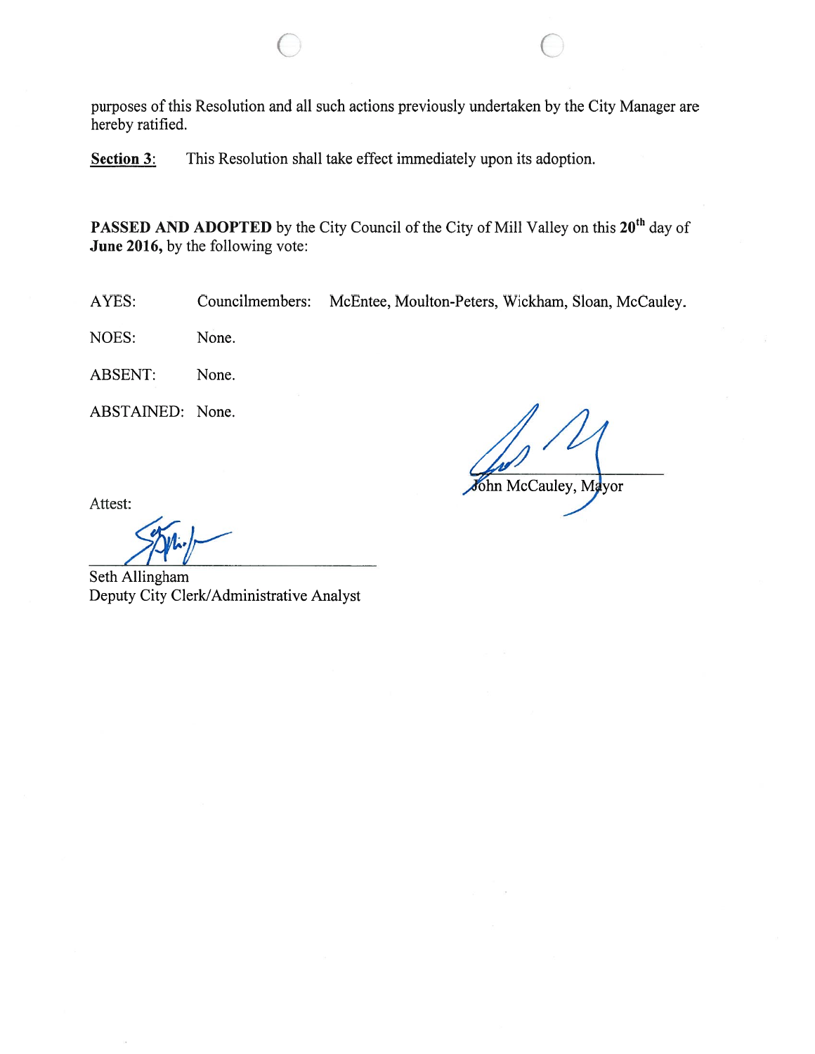purposes of this Resolution and all such actions previously undertaken by the City Manager are hereby ratified.

**Section 3:** This Resolution shall take effect immediately upon its adoption.

**PASSED AND ADOPTED** by the City Council of the City of Mill Valley on this **20th** day of **June 2016,** by the following vote:

AYES: Councilmembers: McEntee, Moulton-Peters, Wickham, Sloan, McCauley.

NOES: None.

ABSENT: None.

ABSTAINED: None.

John McCauley, Mayor

Attest:

Seth Allingham
Deputy City Clerk/Administrative Analyst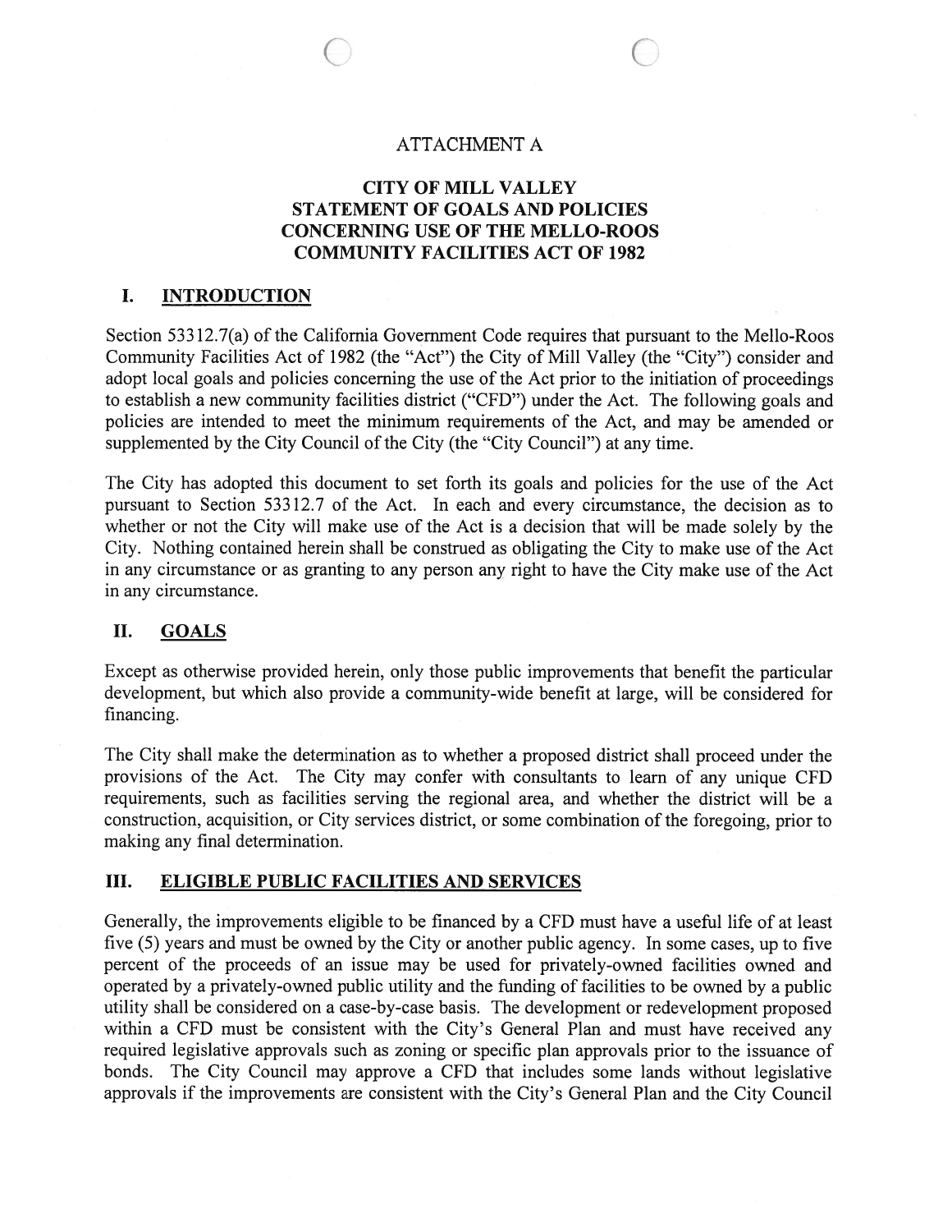ATTACHMENT A

# CITY OF MILL VALLEY STATEMENT OF GOALS AND POLICIES CONCERNING USE OF THE MELLO-ROOS COMMUNITY FACILITIES ACT OF 1982

## I. INTRODUCTION

Section 53312.7(a) of the California Government Code requires that pursuant to the Mello-Roos Community Facilities Act of 1982 (the "Act") the City of Mill Valley (the "City") consider and adopt local goals and policies concerning the use of the Act prior to the initiation of proceedings to establish a new community facilities district ("CFD") under the Act. The following goals and policies are intended to meet the minimum requirements of the Act, and may be amended or supplemented by the City Council of the City (the "City Council") at any time.

The City has adopted this document to set forth its goals and policies for the use of the Act pursuant to Section 53312.7 of the Act. In each and every circumstance, the decision as to whether or not the City will make use of the Act is a decision that will be made solely by the City. Nothing contained herein shall be construed as obligating the City to make use of the Act in any circumstance or as granting to any person any right to have the City make use of the Act in any circumstance.

## II. GOALS

Except as otherwise provided herein, only those public improvements that benefit the particular development, but which also provide a community-wide benefit at large, will be considered for financing.

The City shall make the determination as to whether a proposed district shall proceed under the provisions of the Act. The City may confer with consultants to learn of any unique CFD requirements, such as facilities serving the regional area, and whether the district will be a construction, acquisition, or City services district, or some combination of the foregoing, prior to making any final determination.

## III. ELIGIBLE PUBLIC FACILITIES AND SERVICES

Generally, the improvements eligible to be financed by a CFD must have a useful life of at least five (5) years and must be owned by the City or another public agency. In some cases, up to five percent of the proceeds of an issue may be used for privately-owned facilities owned and operated by a privately-owned public utility and the funding of facilities to be owned by a public utility shall be considered on a case-by-case basis. The development or redevelopment proposed within a CFD must be consistent with the City's General Plan and must have received any required legislative approvals such as zoning or specific plan approvals prior to the issuance of bonds. The City Council may approve a CFD that includes some lands without legislative approvals if the improvements are consistent with the City's General Plan and the City Council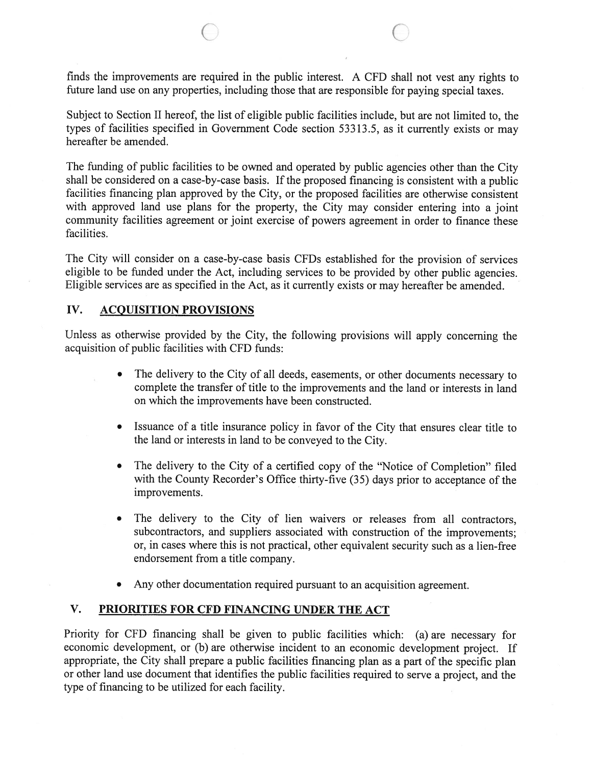finds the improvements are required in the public interest. A CFD shall not vest any rights to future land use on any properties, including those that are responsible for paying special taxes.

Subject to Section II hereof, the list of eligible public facilities include, but are not limited to, the types of facilities specified in Government Code section 53313.5, as it currently exists or may hereafter be amended.

The funding of public facilities to be owned and operated by public agencies other than the City shall be considered on a case-by-case basis. If the proposed financing is consistent with a public facilities financing plan approved by the City, or the proposed facilities are otherwise consistent with approved land use plans for the property, the City may consider entering into a joint community facilities agreement or joint exercise of powers agreement in order to finance these facilities.

The City will consider on a case-by-case basis CFDs established for the provision of services eligible to be funded under the Act, including services to be provided by other public agencies. Eligible services are as specified in the Act, as it currently exists or may hereafter be amended.

## IV. ACQUISITION PROVISIONS

Unless as otherwise provided by the City, the following provisions will apply concerning the acquisition of public facilities with CFD funds:

- The delivery to the City of all deeds, easements, or other documents necessary to complete the transfer of title to the improvements and the land or interests in land on which the improvements have been constructed.

- Issuance of a title insurance policy in favor of the City that ensures clear title to the land or interests in land to be conveyed to the City.

- The delivery to the City of a certified copy of the "Notice of Completion" filed with the County Recorder's Office thirty-five (35) days prior to acceptance of the improvements.

- The delivery to the City of lien waivers or releases from all contractors, subcontractors, and suppliers associated with construction of the improvements; or, in cases where this is not practical, other equivalent security such as a lien-free endorsement from a title company.

- Any other documentation required pursuant to an acquisition agreement.

## V. PRIORITIES FOR CFD FINANCING UNDER THE ACT

Priority for CFD financing shall be given to public facilities which: (a) are necessary for economic development, or (b) are otherwise incident to an economic development project. If appropriate, the City shall prepare a public facilities financing plan as a part of the specific plan or other land use document that identifies the public facilities required to serve a project, and the type of financing to be utilized for each facility.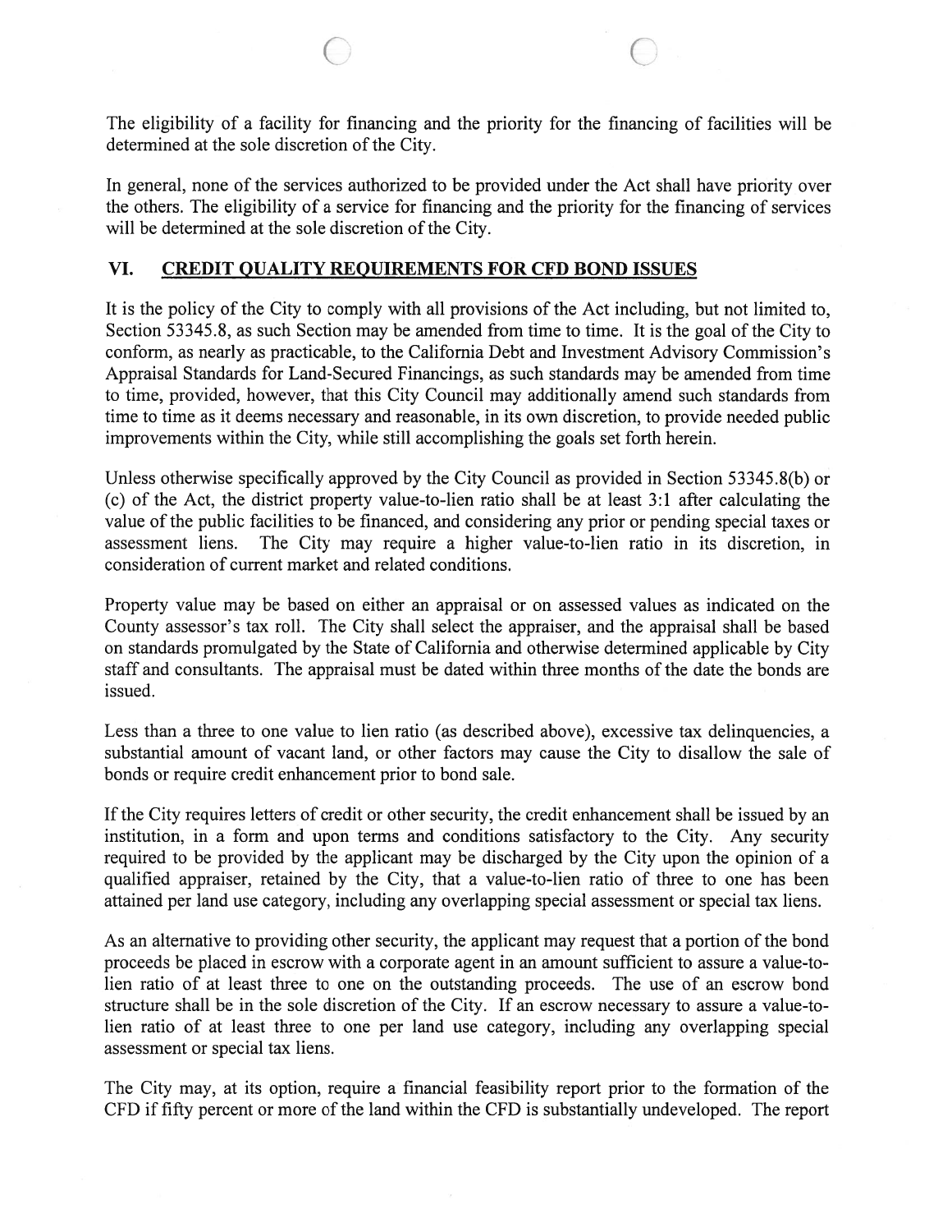The eligibility of a facility for financing and the priority for the financing of facilities will be determined at the sole discretion of the City.

In general, none of the services authorized to be provided under the Act shall have priority over the others. The eligibility of a service for financing and the priority for the financing of services will be determined at the sole discretion of the City.

## VI. CREDIT QUALITY REQUIREMENTS FOR CFD BOND ISSUES

It is the policy of the City to comply with all provisions of the Act including, but not limited to, Section 53345.8, as such Section may be amended from time to time. It is the goal of the City to conform, as nearly as practicable, to the California Debt and Investment Advisory Commission's Appraisal Standards for Land-Secured Financings, as such standards may be amended from time to time, provided, however, that this City Council may additionally amend such standards from time to time as it deems necessary and reasonable, in its own discretion, to provide needed public improvements within the City, while still accomplishing the goals set forth herein.

Unless otherwise specifically approved by the City Council as provided in Section 53345.8(b) or (c) of the Act, the district property value-to-lien ratio shall be at least 3:1 after calculating the value of the public facilities to be financed, and considering any prior or pending special taxes or assessment liens. The City may require a higher value-to-lien ratio in its discretion, in consideration of current market and related conditions.

Property value may be based on either an appraisal or on assessed values as indicated on the County assessor's tax roll. The City shall select the appraiser, and the appraisal shall be based on standards promulgated by the State of California and otherwise determined applicable by City staff and consultants. The appraisal must be dated within three months of the date the bonds are issued.

Less than a three to one value to lien ratio (as described above), excessive tax delinquencies, a substantial amount of vacant land, or other factors may cause the City to disallow the sale of bonds or require credit enhancement prior to bond sale.

If the City requires letters of credit or other security, the credit enhancement shall be issued by an institution, in a form and upon terms and conditions satisfactory to the City. Any security required to be provided by the applicant may be discharged by the City upon the opinion of a qualified appraiser, retained by the City, that a value-to-lien ratio of three to one has been attained per land use category, including any overlapping special assessment or special tax liens.

As an alternative to providing other security, the applicant may request that a portion of the bond proceeds be placed in escrow with a corporate agent in an amount sufficient to assure a value-to-lien ratio of at least three to one on the outstanding proceeds. The use of an escrow bond structure shall be in the sole discretion of the City. If an escrow necessary to assure a value-to-lien ratio of at least three to one per land use category, including any overlapping special assessment or special tax liens.

The City may, at its option, require a financial feasibility report prior to the formation of the CFD if fifty percent or more of the land within the CFD is substantially undeveloped. The report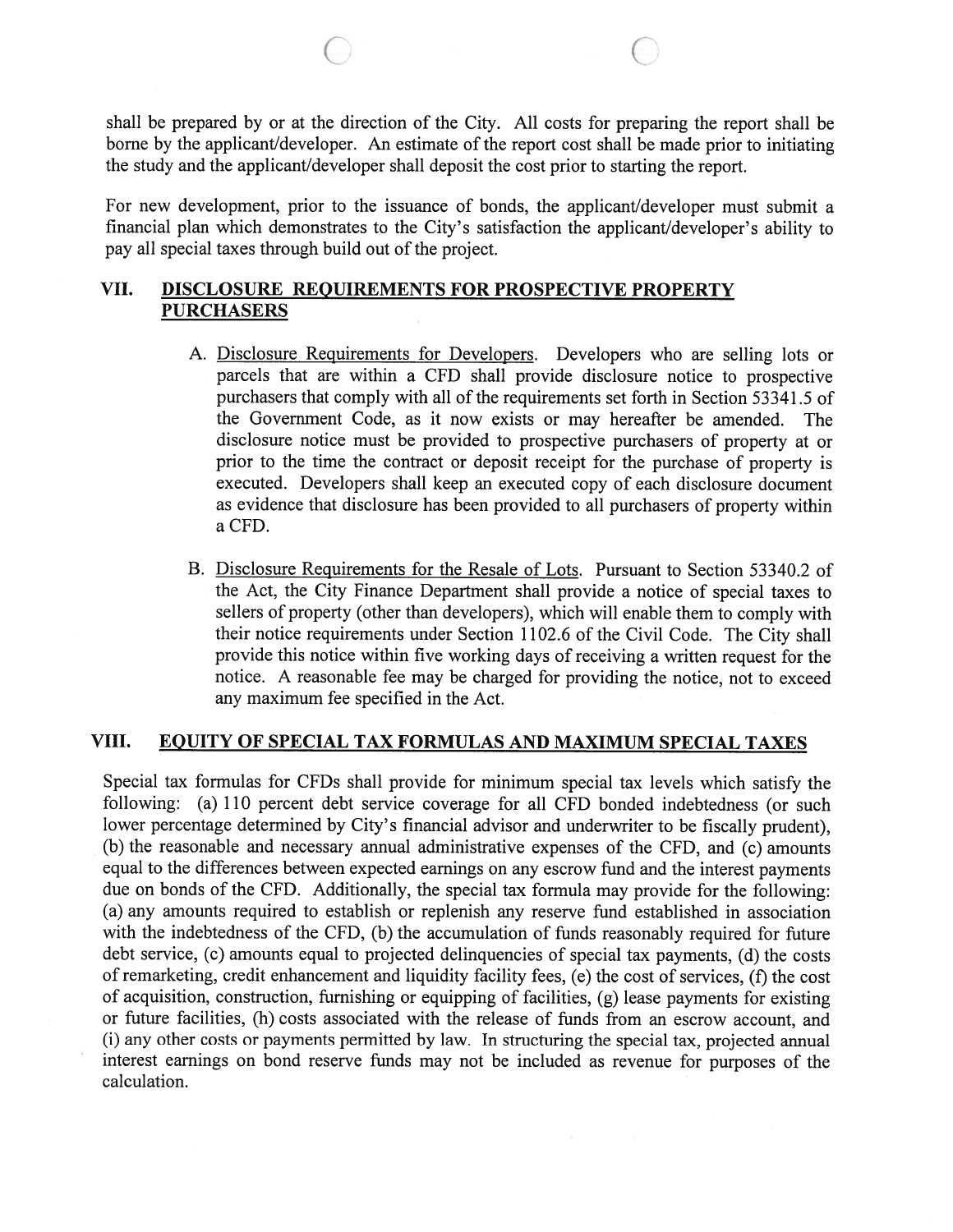shall be prepared by or at the direction of the City. All costs for preparing the report shall be borne by the applicant/developer. An estimate of the report cost shall be made prior to initiating the study and the applicant/developer shall deposit the cost prior to starting the report.

For new development, prior to the issuance of bonds, the applicant/developer must submit a financial plan which demonstrates to the City's satisfaction the applicant/developer's ability to pay all special taxes through build out of the project.

## VII. DISCLOSURE REQUIREMENTS FOR PROSPECTIVE PROPERTY PURCHASERS

A. Disclosure Requirements for Developers. Developers who are selling lots or parcels that are within a CFD shall provide disclosure notice to prospective purchasers that comply with all of the requirements set forth in Section 53341.5 of the Government Code, as it now exists or may hereafter be amended. The disclosure notice must be provided to prospective purchasers of property at or prior to the time the contract or deposit receipt for the purchase of property is executed. Developers shall keep an executed copy of each disclosure document as evidence that disclosure has been provided to all purchasers of property within a CFD.

B. Disclosure Requirements for the Resale of Lots. Pursuant to Section 53340.2 of the Act, the City Finance Department shall provide a notice of special taxes to sellers of property (other than developers), which will enable them to comply with their notice requirements under Section 1102.6 of the Civil Code. The City shall provide this notice within five working days of receiving a written request for the notice. A reasonable fee may be charged for providing the notice, not to exceed any maximum fee specified in the Act.

## VIII. EQUITY OF SPECIAL TAX FORMULAS AND MAXIMUM SPECIAL TAXES

Special tax formulas for CFDs shall provide for minimum special tax levels which satisfy the following: (a) 110 percent debt service coverage for all CFD bonded indebtedness (or such lower percentage determined by City's financial advisor and underwriter to be fiscally prudent), (b) the reasonable and necessary annual administrative expenses of the CFD, and (c) amounts equal to the differences between expected earnings on any escrow fund and the interest payments due on bonds of the CFD. Additionally, the special tax formula may provide for the following: (a) any amounts required to establish or replenish any reserve fund established in association with the indebtedness of the CFD, (b) the accumulation of funds reasonably required for future debt service, (c) amounts equal to projected delinquencies of special tax payments, (d) the costs of remarketing, credit enhancement and liquidity facility fees, (e) the cost of services, (f) the cost of acquisition, construction, furnishing or equipping of facilities, (g) lease payments for existing or future facilities, (h) costs associated with the release of funds from an escrow account, and (i) any other costs or payments permitted by law. In structuring the special tax, projected annual interest earnings on bond reserve funds may not be included as revenue for purposes of the calculation.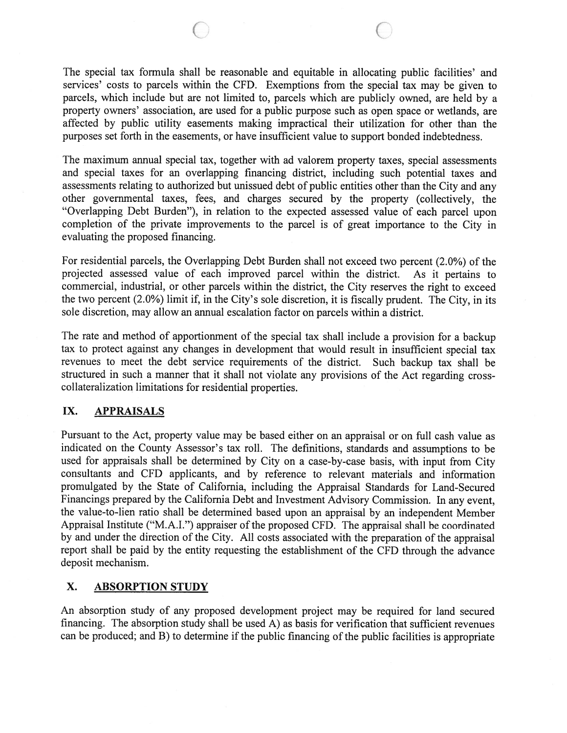The special tax formula shall be reasonable and equitable in allocating public facilities' and services' costs to parcels within the CFD. Exemptions from the special tax may be given to parcels, which include but are not limited to, parcels which are publicly owned, are held by a property owners' association, are used for a public purpose such as open space or wetlands, are affected by public utility easements making impractical their utilization for other than the purposes set forth in the easements, or have insufficient value to support bonded indebtedness.

The maximum annual special tax, together with ad valorem property taxes, special assessments and special taxes for an overlapping financing district, including such potential taxes and assessments relating to authorized but unissued debt of public entities other than the City and any other governmental taxes, fees, and charges secured by the property (collectively, the "Overlapping Debt Burden"), in relation to the expected assessed value of each parcel upon completion of the private improvements to the parcel is of great importance to the City in evaluating the proposed financing.

For residential parcels, the Overlapping Debt Burden shall not exceed two percent (2.0%) of the projected assessed value of each improved parcel within the district. As it pertains to commercial, industrial, or other parcels within the district, the City reserves the right to exceed the two percent (2.0%) limit if, in the City's sole discretion, it is fiscally prudent. The City, in its sole discretion, may allow an annual escalation factor on parcels within a district.

The rate and method of apportionment of the special tax shall include a provision for a backup tax to protect against any changes in development that would result in insufficient special tax revenues to meet the debt service requirements of the district. Such backup tax shall be structured in such a manner that it shall not violate any provisions of the Act regarding cross-collateralization limitations for residential properties.

## IX. APPRAISALS

Pursuant to the Act, property value may be based either on an appraisal or on full cash value as indicated on the County Assessor's tax roll. The definitions, standards and assumptions to be used for appraisals shall be determined by City on a case-by-case basis, with input from City consultants and CFD applicants, and by reference to relevant materials and information promulgated by the State of California, including the Appraisal Standards for Land-Secured Financings prepared by the California Debt and Investment Advisory Commission. In any event, the value-to-lien ratio shall be determined based upon an appraisal by an independent Member Appraisal Institute ("M.A.I.") appraiser of the proposed CFD. The appraisal shall be coordinated by and under the direction of the City. All costs associated with the preparation of the appraisal report shall be paid by the entity requesting the establishment of the CFD through the advance deposit mechanism.

## X. ABSORPTION STUDY

An absorption study of any proposed development project may be required for land secured financing. The absorption study shall be used A) as basis for verification that sufficient revenues can be produced; and B) to determine if the public financing of the public facilities is appropriate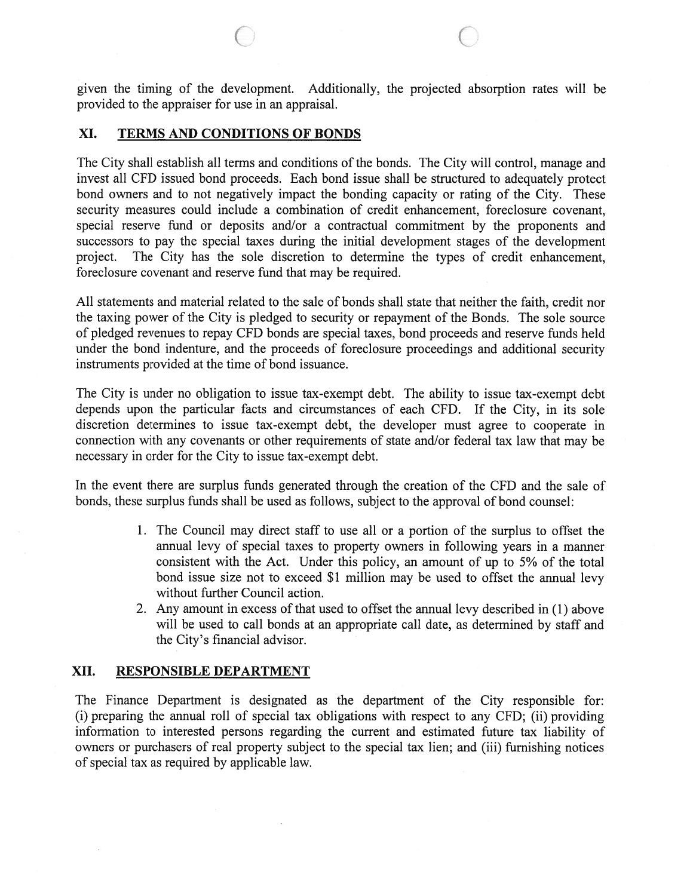given the timing of the development. Additionally, the projected absorption rates will be provided to the appraiser for use in an appraisal.

## XI. TERMS AND CONDITIONS OF BONDS

The City shall establish all terms and conditions of the bonds. The City will control, manage and invest all CFD issued bond proceeds. Each bond issue shall be structured to adequately protect bond owners and to not negatively impact the bonding capacity or rating of the City. These security measures could include a combination of credit enhancement, foreclosure covenant, special reserve fund or deposits and/or a contractual commitment by the proponents and successors to pay the special taxes during the initial development stages of the development project. The City has the sole discretion to determine the types of credit enhancement, foreclosure covenant and reserve fund that may be required.

All statements and material related to the sale of bonds shall state that neither the faith, credit nor the taxing power of the City is pledged to security or repayment of the Bonds. The sole source of pledged revenues to repay CFD bonds are special taxes, bond proceeds and reserve funds held under the bond indenture, and the proceeds of foreclosure proceedings and additional security instruments provided at the time of bond issuance.

The City is under no obligation to issue tax-exempt debt. The ability to issue tax-exempt debt depends upon the particular facts and circumstances of each CFD. If the City, in its sole discretion determines to issue tax-exempt debt, the developer must agree to cooperate in connection with any covenants or other requirements of state and/or federal tax law that may be necessary in order for the City to issue tax-exempt debt.

In the event there are surplus funds generated through the creation of the CFD and the sale of bonds, these surplus funds shall be used as follows, subject to the approval of bond counsel:

1. The Council may direct staff to use all or a portion of the surplus to offset the annual levy of special taxes to property owners in following years in a manner consistent with the Act. Under this policy, an amount of up to 5% of the total bond issue size not to exceed $1 million may be used to offset the annual levy without further Council action.
2. Any amount in excess of that used to offset the annual levy described in (1) above will be used to call bonds at an appropriate call date, as determined by staff and the City's financial advisor.

## XII. RESPONSIBLE DEPARTMENT

The Finance Department is designated as the department of the City responsible for: (i) preparing the annual roll of special tax obligations with respect to any CFD; (ii) providing information to interested persons regarding the current and estimated future tax liability of owners or purchasers of real property subject to the special tax lien; and (iii) furnishing notices of special tax as required by applicable law.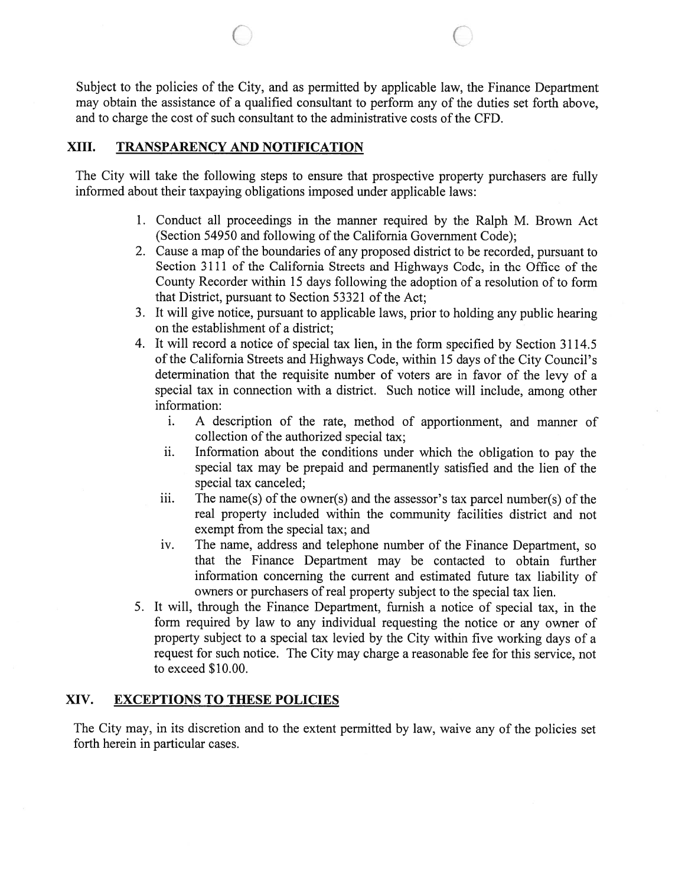Subject to the policies of the City, and as permitted by applicable law, the Finance Department may obtain the assistance of a qualified consultant to perform any of the duties set forth above, and to charge the cost of such consultant to the administrative costs of the CFD.

## XIII. TRANSPARENCY AND NOTIFICATION

The City will take the following steps to ensure that prospective property purchasers are fully informed about their taxpaying obligations imposed under applicable laws:

1. Conduct all proceedings in the manner required by the Ralph M. Brown Act (Section 54950 and following of the California Government Code);
2. Cause a map of the boundaries of any proposed district to be recorded, pursuant to Section 3111 of the California Streets and Highways Code, in the Office of the County Recorder within 15 days following the adoption of a resolution of to form that District, pursuant to Section 53321 of the Act;
3. It will give notice, pursuant to applicable laws, prior to holding any public hearing on the establishment of a district;
4. It will record a notice of special tax lien, in the form specified by Section 3114.5 of the California Streets and Highways Code, within 15 days of the City Council's determination that the requisite number of voters are in favor of the levy of a special tax in connection with a district. Such notice will include, among other information:
   i. A description of the rate, method of apportionment, and manner of collection of the authorized special tax;
   ii. Information about the conditions under which the obligation to pay the special tax may be prepaid and permanently satisfied and the lien of the special tax canceled;
   iii. The name(s) of the owner(s) and the assessor's tax parcel number(s) of the real property included within the community facilities district and not exempt from the special tax; and
   iv. The name, address and telephone number of the Finance Department, so that the Finance Department may be contacted to obtain further information concerning the current and estimated future tax liability of owners or purchasers of real property subject to the special tax lien.
5. It will, through the Finance Department, furnish a notice of special tax, in the form required by law to any individual requesting the notice or any owner of property subject to a special tax levied by the City within five working days of a request for such notice. The City may charge a reasonable fee for this service, not to exceed $10.00.

## XIV. EXCEPTIONS TO THESE POLICIES

The City may, in its discretion and to the extent permitted by law, waive any of the policies set forth herein in particular cases.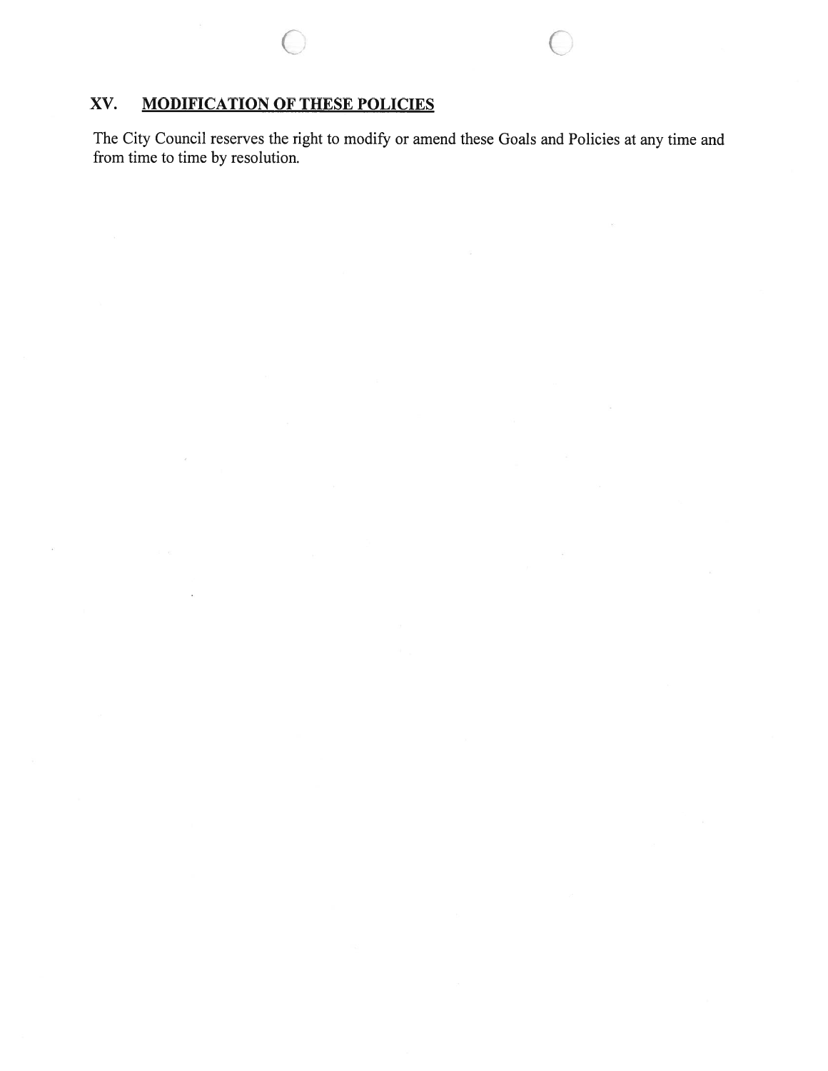## XV. MODIFICATION OF THESE POLICIES

The City Council reserves the right to modify or amend these Goals and Policies at any time and from time to time by resolution.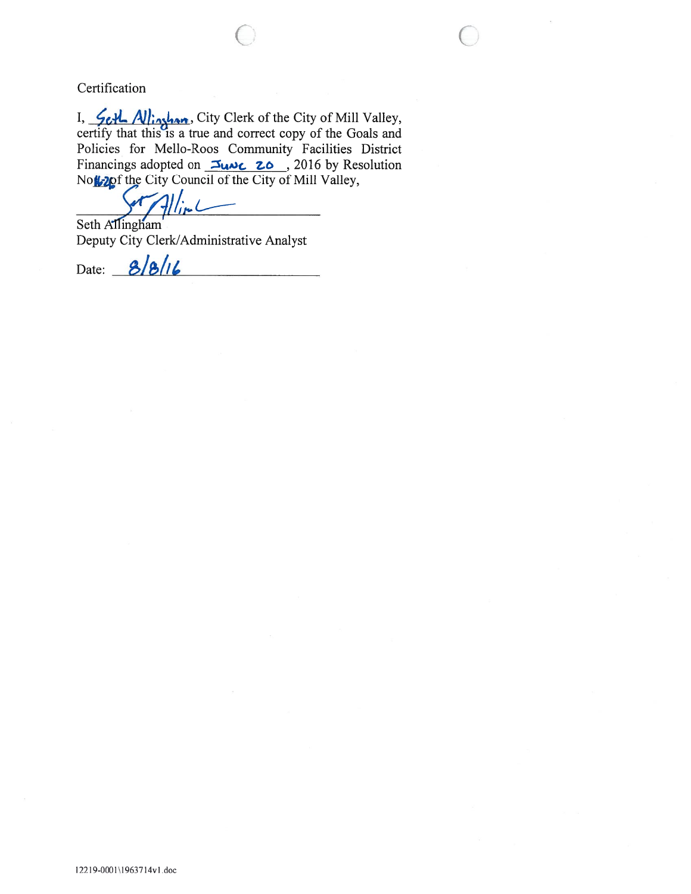Certification

I, Seth Allingham, City Clerk of the City of Mill Valley, certify that this is a true and correct copy of the Goals and Policies for Mello-Roos Community Facilities District Financings adopted on June 20, 2016 by Resolution No. 16-26 of the City Council of the City of Mill Valley,

Seth Allingham
Deputy City Clerk/Administrative Analyst

Date: 8/8/16

12219-0001\1963714v1.doc